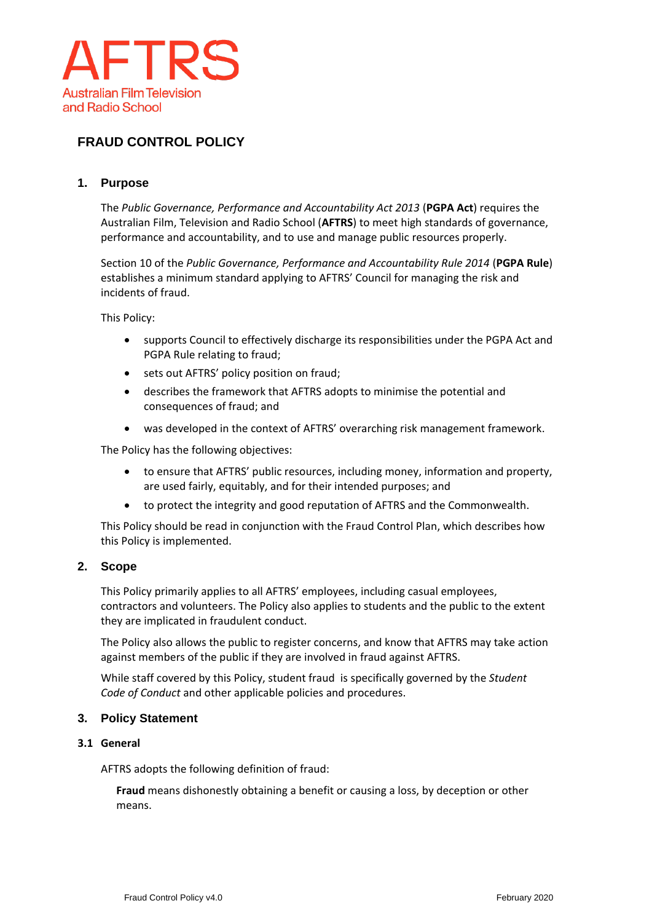# AFTRS

Australian Film Television and Radio School

## FRAUD CONTROL POLICY

### 1. Purpose

The *Public Governance, Performance and Accountability Act 2013* (**PGPA Act**) requires the Australian Film, Television and Radio School (**AFTRS**) to meet high standards of governance, performance and accountability, and to use and manage public resources properly.

Section 10 of the *Public Governance, Performance and Accountability Rule 2014* (**PGPA Rule**) establishes a minimum standard applying to AFTRS' Council for managing the risk and incidents of fraud.

This Policy:

- supports Council to effectively discharge its responsibilities under the PGPA Act and PGPA Rule relating to fraud;
- sets out AFTRS' policy position on fraud;
- describes the framework that AFTRS adopts to minimise the potential and consequences of fraud; and
- was developed in the context of AFTRS' overarching risk management framework.

The Policy has the following objectives:

- to ensure that AFTRS' public resources, including money, information and property, are used fairly, equitably, and for their intended purposes; and
- to protect the integrity and good reputation of AFTRS and the Commonwealth.

This Policy should be read in conjunction with the Fraud Control Plan, which describes how this Policy is implemented.

### 2. Scope

This Policy primarily applies to all AFTRS' employees, including casual employees, contractors and volunteers. The Policy also applies to students and the public to the extent they are implicated in fraudulent conduct.

The Policy also allows the public to register concerns, and know that AFTRS may take action against members of the public if they are involved in fraud against AFTRS.

While staff covered by this Policy, student fraud is specifically governed by the *Student Code of Conduct* and other applicable policies and procedures.

### 3. Policy Statement

#### 3.1 General

AFTRS adopts the following definition of fraud:

> **Fraud** means dishonestly obtaining a benefit or causing a loss, by deception or other means.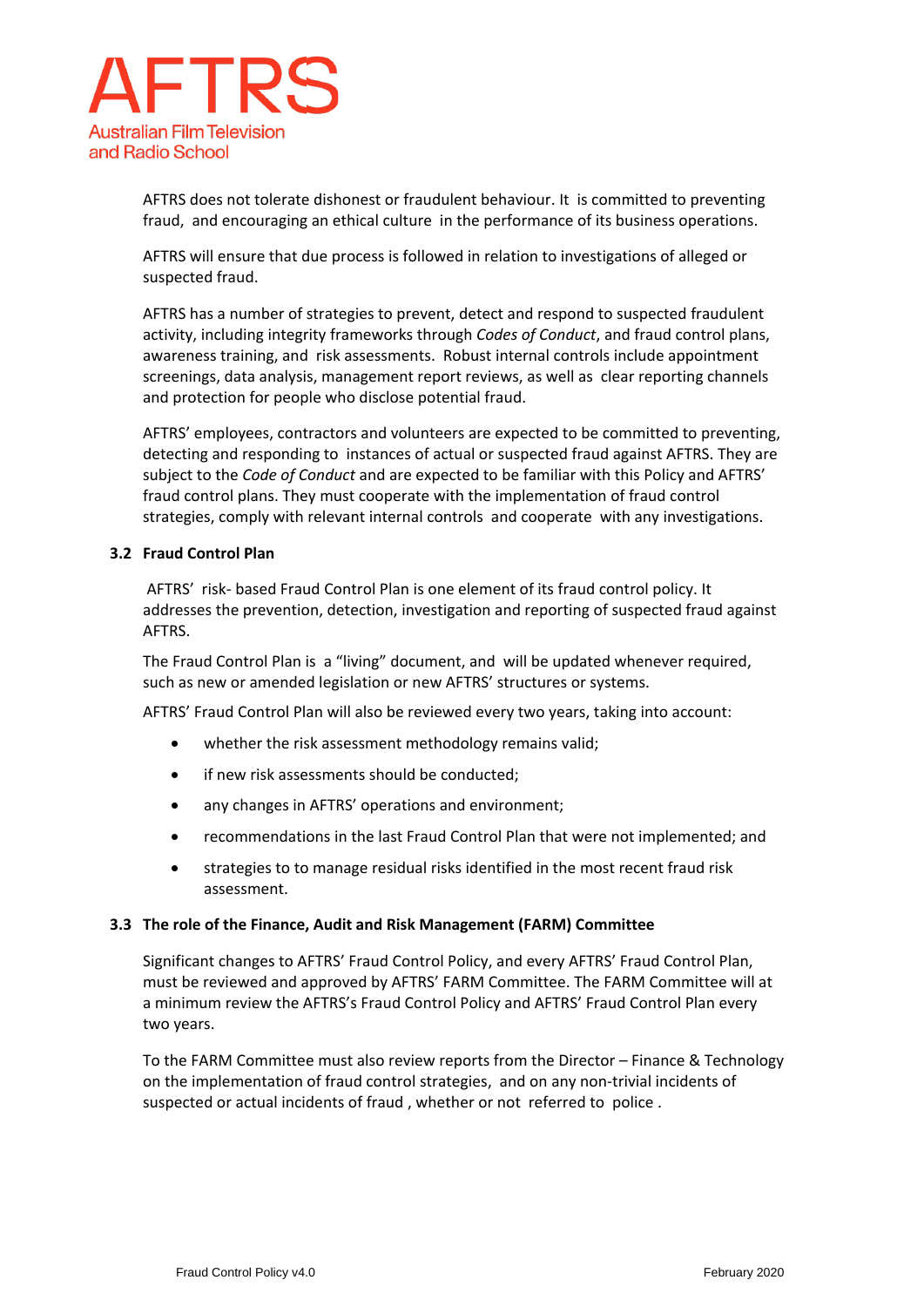AFTRS does not tolerate dishonest or fraudulent behaviour. It is committed to preventing fraud, and encouraging an ethical culture in the performance of its business operations.

AFTRS will ensure that due process is followed in relation to investigations of alleged or suspected fraud.

AFTRS has a number of strategies to prevent, detect and respond to suspected fraudulent activity, including integrity frameworks through *Codes of Conduct*, and fraud control plans, awareness training, and risk assessments. Robust internal controls include appointment screenings, data analysis, management report reviews, as well as clear reporting channels and protection for people who disclose potential fraud.

AFTRS' employees, contractors and volunteers are expected to be committed to preventing, detecting and responding to instances of actual or suspected fraud against AFTRS. They are subject to the *Code of Conduct* and are expected to be familiar with this Policy and AFTRS' fraud control plans. They must cooperate with the implementation of fraud control strategies, comply with relevant internal controls and cooperate with any investigations.

### 3.2 Fraud Control Plan

AFTRS' risk- based Fraud Control Plan is one element of its fraud control policy. It addresses the prevention, detection, investigation and reporting of suspected fraud against AFTRS.

The Fraud Control Plan is a "living" document, and will be updated whenever required, such as new or amended legislation or new AFTRS' structures or systems.

AFTRS' Fraud Control Plan will also be reviewed every two years, taking into account:

- whether the risk assessment methodology remains valid;
- if new risk assessments should be conducted;
- any changes in AFTRS' operations and environment;
- recommendations in the last Fraud Control Plan that were not implemented; and
- strategies to to manage residual risks identified in the most recent fraud risk assessment.

### 3.3 The role of the Finance, Audit and Risk Management (FARM) Committee

Significant changes to AFTRS' Fraud Control Policy, and every AFTRS' Fraud Control Plan, must be reviewed and approved by AFTRS' FARM Committee. The FARM Committee will at a minimum review the AFTRS's Fraud Control Policy and AFTRS' Fraud Control Plan every two years.

To the FARM Committee must also review reports from the Director – Finance & Technology on the implementation of fraud control strategies, and on any non-trivial incidents of suspected or actual incidents of fraud , whether or not referred to police .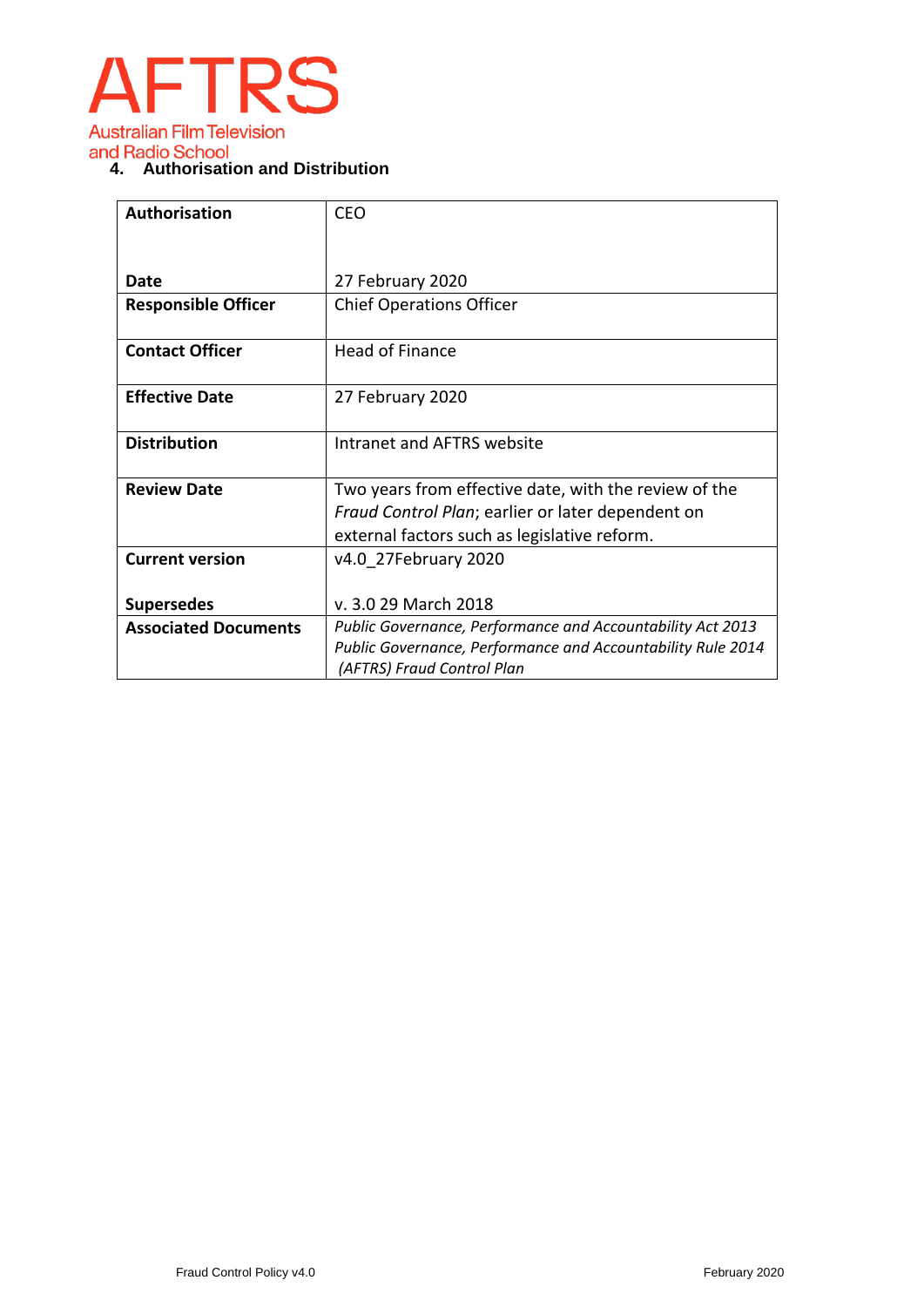## 4. Authorisation and Distribution

| | |
|---|---|
| **Authorisation**<br><br>**Date** | CEO<br><br>27 February 2020 |
| **Responsible Officer** | Chief Operations Officer |
| **Contact Officer** | Head of Finance |
| **Effective Date** | 27 February 2020 |
| **Distribution** | Intranet and AFTRS website |
| **Review Date** | Two years from effective date, with the review of the *Fraud Control Plan*; earlier or later dependent on external factors such as legislative reform. |
| **Current version**<br><br>**Supersedes** | v4.0_27February 2020<br><br>v. 3.0 29 March 2018 |
| **Associated Documents** | *Public Governance, Performance and Accountability Act 2013*<br>*Public Governance, Performance and Accountability Rule 2014*<br>*(AFTRS) Fraud Control Plan* |